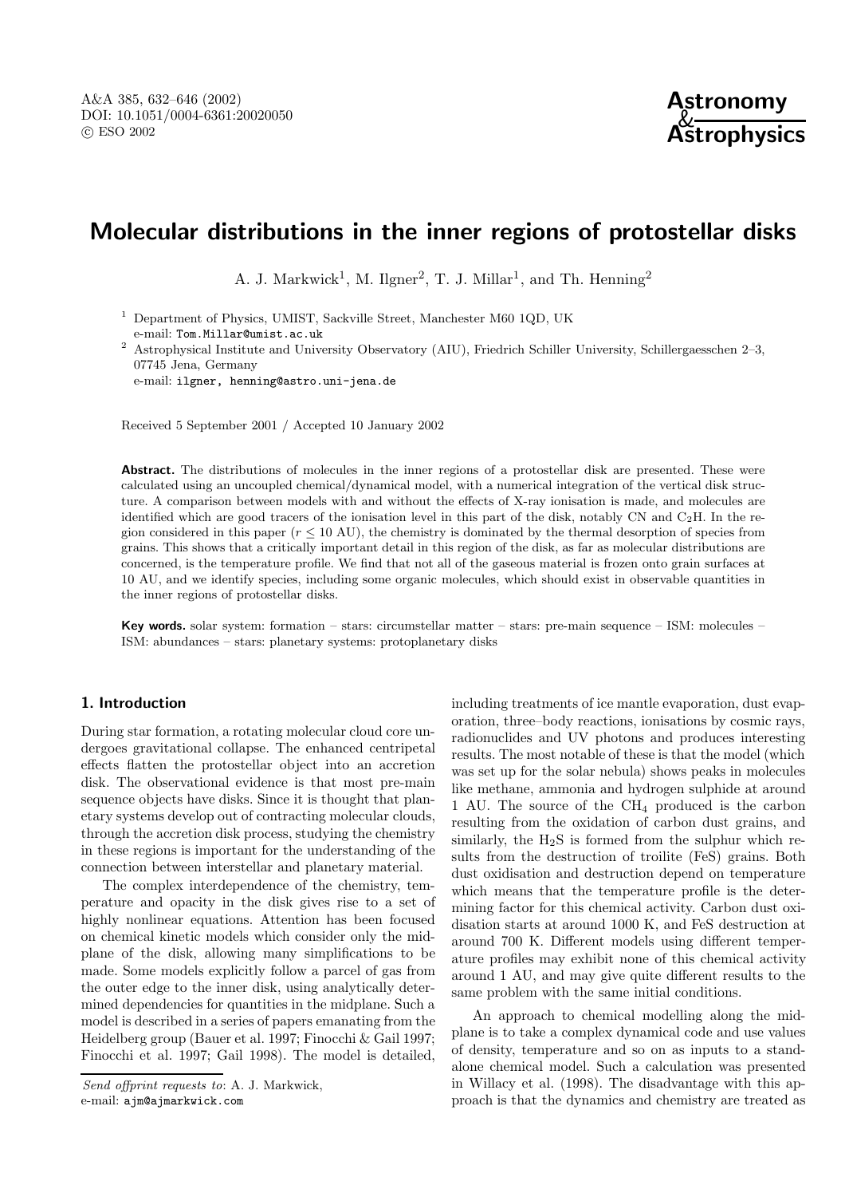# Molecular distributions in the inner regions of protostellar disks

A. J. Markwick[1], M. Ilgner[2], T. J. Millar[1], and Th. Henning[2]

[1] Department of Physics, UMIST, Sackville Street, Manchester M60 1QD, UK
e-mail: Tom.Millar@umist.ac.uk

[2] Astrophysical Institute and University Observatory (AIU), Friedrich Schiller University, Schillergaesschen 2–3, 07745 Jena, Germany
e-mail: ilgner, henning@astro.uni-jena.de

Received 5 September 2001 / Accepted 10 January 2002

**Abstract.** The distributions of molecules in the inner regions of a protostellar disk are presented. These were calculated using an uncoupled chemical/dynamical model, with a numerical integration of the vertical disk structure. A comparison between models with and without the effects of X-ray ionisation is made, and molecules are identified which are good tracers of the ionisation level in this part of the disk, notably CN and $C_2H$. In the region considered in this paper ($r \leq 10$ AU), the chemistry is dominated by the thermal desorption of species from grains. This shows that a critically important detail in this region of the disk, as far as molecular distributions are concerned, is the temperature profile. We find that not all of the gaseous material is frozen onto grain surfaces at 10 AU, and we identify species, including some organic molecules, which should exist in observable quantities in the inner regions of protostellar disks.

**Key words.** solar system: formation – stars: circumstellar matter – stars: pre-main sequence – ISM: molecules – ISM: abundances – stars: planetary systems: protoplanetary disks

## 1. Introduction

During star formation, a rotating molecular cloud core undergoes gravitational collapse. The enhanced centripetal effects flatten the protostellar object into an accretion disk. The observational evidence is that most pre-main sequence objects have disks. Since it is thought that planetary systems develop out of contracting molecular clouds, through the accretion disk process, studying the chemistry in these regions is important for the understanding of the connection between interstellar and planetary material.

The complex interdependence of the chemistry, temperature and opacity in the disk gives rise to a set of highly nonlinear equations. Attention has been focused on chemical kinetic models which consider only the midplane of the disk, allowing many simplifications to be made. Some models explicitly follow a parcel of gas from the outer edge to the inner disk, using analytically determined dependencies for quantities in the midplane. Such a model is described in a series of papers emanating from the Heidelberg group (Bauer et al. 1997; Finocchi & Gail 1997; Finocchi et al. 1997; Gail 1998). The model is detailed, including treatments of ice mantle evaporation, dust evaporation, three–body reactions, ionisations by cosmic rays, radionuclides and UV photons and produces interesting results. The most notable of these is that the model (which was set up for the solar nebula) shows peaks in molecules like methane, ammonia and hydrogen sulphide at around 1 AU. The source of the $CH_4$ produced is the carbon resulting from the oxidation of carbon dust grains, and similarly, the $H_2S$ is formed from the sulphur which results from the destruction of troilite (FeS) grains. Both dust oxidisation and destruction depend on temperature which means that the temperature profile is the determining factor for this chemical activity. Carbon dust oxidisation starts at around 1000 K, and FeS destruction at around 700 K. Different models using different temperature profiles may exhibit none of this chemical activity around 1 AU, and may give quite different results to the same problem with the same initial conditions.

An approach to chemical modelling along the midplane is to take a complex dynamical code and use values of density, temperature and so on as inputs to a standalone chemical model. Such a calculation was presented in Willacy et al. (1998). The disadvantage with this approach is that the dynamics and chemistry are treated as

*Send offprint requests to*: A. J. Markwick,
e-mail: ajm@ajmarkwick.com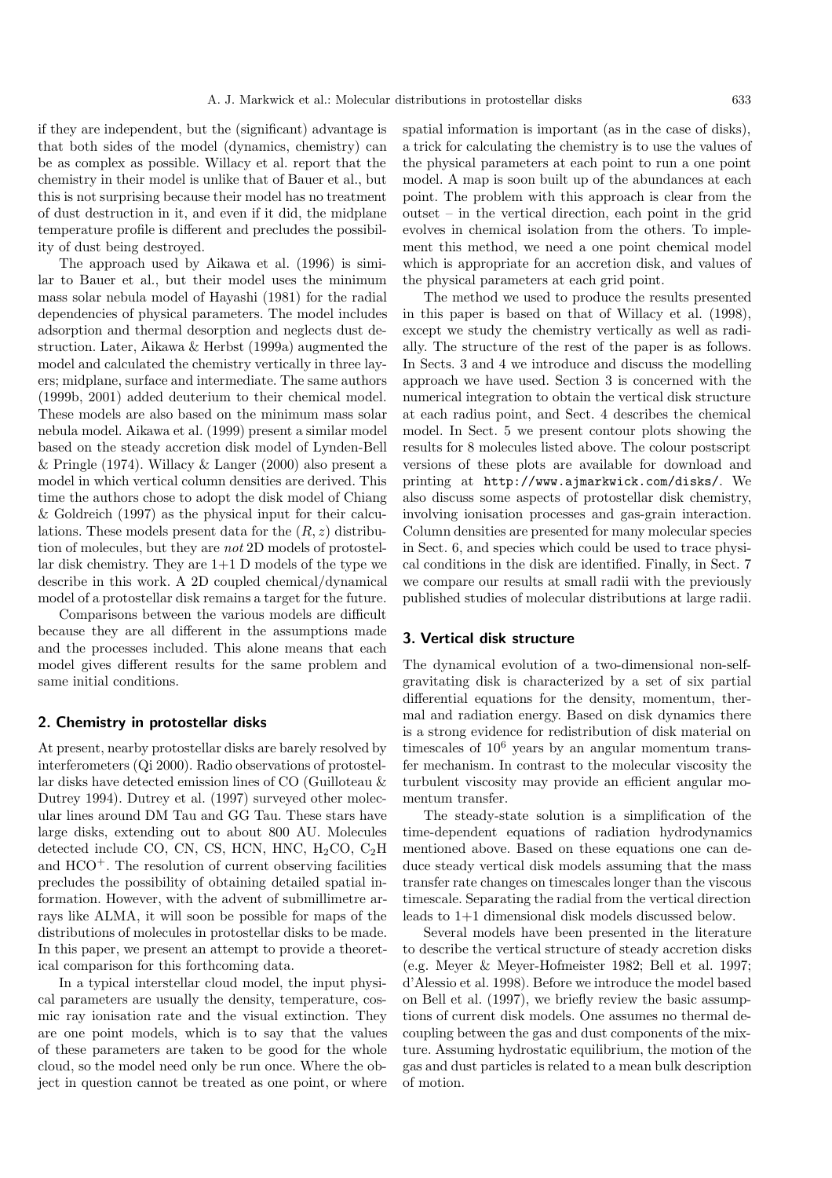if they are independent, but the (significant) advantage is that both sides of the model (dynamics, chemistry) can be as complex as possible. Willacy et al. report that the chemistry in their model is unlike that of Bauer et al., but this is not surprising because their model has no treatment of dust destruction in it, and even if it did, the midplane temperature profile is different and precludes the possibility of dust being destroyed.

The approach used by Aikawa et al. (1996) is similar to Bauer et al., but their model uses the minimum mass solar nebula model of Hayashi (1981) for the radial dependencies of physical parameters. The model includes adsorption and thermal desorption and neglects dust destruction. Later, Aikawa & Herbst (1999a) augmented the model and calculated the chemistry vertically in three layers; midplane, surface and intermediate. The same authors (1999b, 2001) added deuterium to their chemical model. These models are also based on the minimum mass solar nebula model. Aikawa et al. (1999) present a similar model based on the steady accretion disk model of Lynden-Bell & Pringle (1974). Willacy & Langer (2000) also present a model in which vertical column densities are derived. This time the authors chose to adopt the disk model of Chiang & Goldreich (1997) as the physical input for their calculations. These models present data for the $(R, z)$ distribution of molecules, but they are *not* 2D models of protostellar disk chemistry. They are 1+1 D models of the type we describe in this work. A 2D coupled chemical/dynamical model of a protostellar disk remains a target for the future.

Comparisons between the various models are difficult because they are all different in the assumptions made and the processes included. This alone means that each model gives different results for the same problem and same initial conditions.

## 2. Chemistry in protostellar disks

At present, nearby protostellar disks are barely resolved by interferometers (Qi 2000). Radio observations of protostellar disks have detected emission lines of CO (Guilloteau & Dutrey 1994). Dutrey et al. (1997) surveyed other molecular lines around DM Tau and GG Tau. These stars have large disks, extending out to about 800 AU. Molecules detected include CO, CN, CS, HCN, HNC, $H_2CO$, $C_2H$ and $HCO^+$. The resolution of current observing facilities precludes the possibility of obtaining detailed spatial information. However, with the advent of submillimetre arrays like ALMA, it will soon be possible for maps of the distributions of molecules in protostellar disks to be made. In this paper, we present an attempt to provide a theoretical comparison for this forthcoming data.

In a typical interstellar cloud model, the input physical parameters are usually the density, temperature, cosmic ray ionisation rate and the visual extinction. They are one point models, which is to say that the values of these parameters are taken to be good for the whole cloud, so the model need only be run once. Where the object in question cannot be treated as one point, or where spatial information is important (as in the case of disks), a trick for calculating the chemistry is to use the values of the physical parameters at each point to run a one point model. A map is soon built up of the abundances at each point. The problem with this approach is clear from the outset – in the vertical direction, each point in the grid evolves in chemical isolation from the others. To implement this method, we need a one point chemical model which is appropriate for an accretion disk, and values of the physical parameters at each grid point.

The method we used to produce the results presented in this paper is based on that of Willacy et al. (1998), except we study the chemistry vertically as well as radially. The structure of the rest of the paper is as follows. In Sects. 3 and 4 we introduce and discuss the modelling approach we have used. Section 3 is concerned with the numerical integration to obtain the vertical disk structure at each radius point, and Sect. 4 describes the chemical model. In Sect. 5 we present contour plots showing the results for 8 molecules listed above. The colour postscript versions of these plots are available for download and printing at http://www.ajmarkwick.com/disks/. We also discuss some aspects of protostellar disk chemistry, involving ionisation processes and gas-grain interaction. Column densities are presented for many molecular species in Sect. 6, and species which could be used to trace physical conditions in the disk are identified. Finally, in Sect. 7 we compare our results at small radii with the previously published studies of molecular distributions at large radii.

## 3. Vertical disk structure

The dynamical evolution of a two-dimensional non-self-gravitating disk is characterized by a set of six partial differential equations for the density, momentum, thermal and radiation energy. Based on disk dynamics there is a strong evidence for redistribution of disk material on timescales of $10^6$ years by an angular momentum transfer mechanism. In contrast to the molecular viscosity the turbulent viscosity may provide an efficient angular momentum transfer.

The steady-state solution is a simplification of the time-dependent equations of radiation hydrodynamics mentioned above. Based on these equations one can deduce steady vertical disk models assuming that the mass transfer rate changes on timescales longer than the viscous timescale. Separating the radial from the vertical direction leads to 1+1 dimensional disk models discussed below.

Several models have been presented in the literature to describe the vertical structure of steady accretion disks (e.g. Meyer & Meyer-Hofmeister 1982; Bell et al. 1997; d'Alessio et al. 1998). Before we introduce the model based on Bell et al. (1997), we briefly review the basic assumptions of current disk models. One assumes no thermal decoupling between the gas and dust components of the mixture. Assuming hydrostatic equilibrium, the motion of the gas and dust particles is related to a mean bulk description of motion.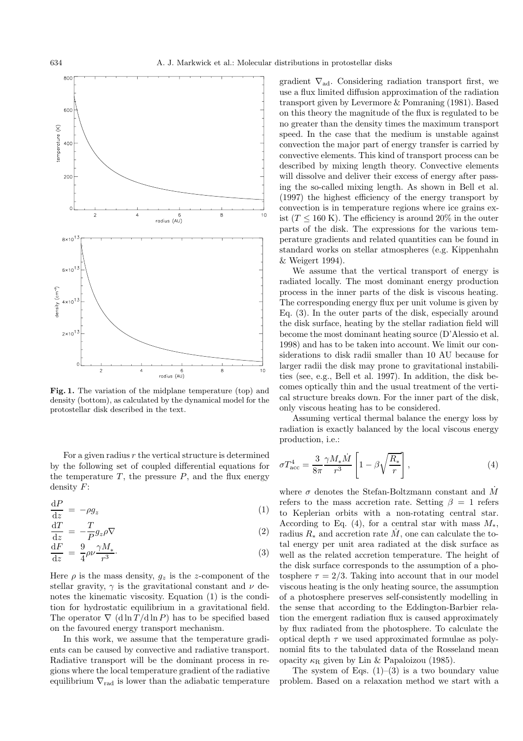**Fig. 1.** The variation of the midplane temperature (top) and density (bottom), as calculated by the dynamical model for the protostellar disk described in the text.

For a given radius $r$ the vertical structure is determined by the following set of coupled differential equations for the temperature $T$, the pressure $P$, and the flux energy density $F$:

$$\frac{\mathrm{d}P}{\mathrm{d}z} = -\rho g_z \tag{1}$$

$$\frac{\mathrm{d}T}{\mathrm{d}z} = -\frac{T}{P} g_z \rho \nabla \tag{2}$$

$$\frac{\mathrm{d}F}{\mathrm{d}z} = \frac{9}{4} \rho \nu \frac{\gamma M_*}{r^3}. \tag{3}$$

Here $\rho$ is the mass density, $g_z$ is the $z$-component of the stellar gravity, $\gamma$ is the gravitational constant and $\nu$ denotes the kinematic viscosity. Equation (1) is the condition for hydrostatic equilibrium in a gravitational field. The operator $\nabla$ $(\mathrm{d}\ln T/\mathrm{d}\ln P)$ has to be specified based on the favoured energy transport mechanism.

In this work, we assume that the temperature gradients can be caused by convective and radiative transport. Radiative transport will be the dominant process in regions where the local temperature gradient of the radiative equilibrium $\nabla_{\mathrm{rad}}$ is lower than the adiabatic temperature gradient $\nabla_{\mathrm{ad}}$. Considering radiation transport first, we use a flux limited diffusion approximation of the radiation transport given by Levermore & Pomraning (1981). Based on this theory the magnitude of the flux is regulated to be no greater than the density times the maximum transport speed. In the case that the medium is unstable against convection the major part of energy transfer is carried by convective elements. This kind of transport process can be described by mixing length theory. Convective elements will dissolve and deliver their excess of energy after passing the so-called mixing length. As shown in Bell et al. (1997) the highest efficiency of the energy transport by convection is in temperature regions where ice grains exist ($T \leq 160$ K). The efficiency is around 20% in the outer parts of the disk. The expressions for the various temperature gradients and related quantities can be found in standard works on stellar atmospheres (e.g. Kippenhahn & Weigert 1994).

We assume that the vertical transport of energy is radiated locally. The most dominant energy production process in the inner parts of the disk is viscous heating. The corresponding energy flux per unit volume is given by Eq. (3). In the outer parts of the disk, especially around the disk surface, heating by the stellar radiation field will become the most dominant heating source (D'Alessio et al. 1998) and has to be taken into account. We limit our considerations to disk radii smaller than 10 AU because for larger radii the disk may prone to gravitational instabilities (see, e.g., Bell et al. 1997). In addition, the disk becomes optically thin and the usual treatment of the vertical structure breaks down. For the inner part of the disk, only viscous heating has to be considered.

Assuming vertical thermal balance the energy loss by radiation is exactly balanced by the local viscous energy production, i.e.:

$$\sigma T_{\mathrm{acc}}^4 = \frac{3}{8\pi} \frac{\gamma M_* \dot{M}}{r^3} \left[ 1 - \beta \sqrt{\frac{R_*}{r}} \right], \tag{4}$$

where $\sigma$ denotes the Stefan-Boltzmann constant and $\dot{M}$ refers to the mass accretion rate. Setting $\beta = 1$ refers to Keplerian orbits with a non-rotating central star. According to Eq. (4), for a central star with mass $M_*$, radius $R_*$ and accretion rate $\dot{M}$, one can calculate the total energy per unit area radiated at the disk surface as well as the related accretion temperature. The height of the disk surface corresponds to the assumption of a photosphere $\tau = 2/3$. Taking into account that in our model viscous heating is the only heating source, the assumption of a photosphere preserves self-consistently modelling in the sense that according to the Eddington-Barbier relation the emergent radiation flux is caused approximately by flux radiated from the photosphere. To calculate the optical depth $\tau$ we used approximated formulae as polynomial fits to the tabulated data of the Rosseland mean opacity $\kappa_{\mathrm{R}}$ given by Lin & Papaloizou (1985).

The system of Eqs. (1)–(3) is a two boundary value problem. Based on a relaxation method we start with a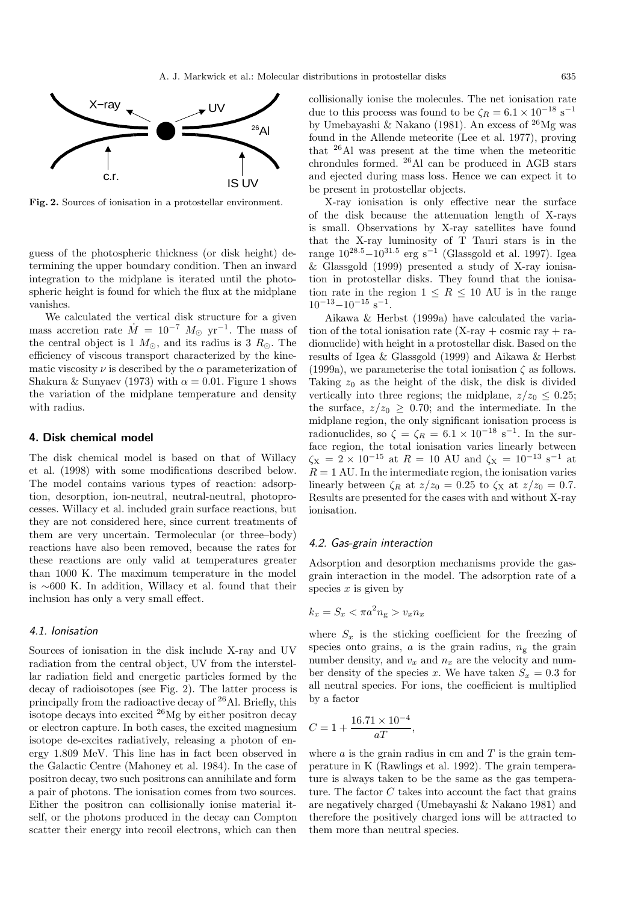**Fig. 2.** Sources of ionisation in a protostellar environment.

guess of the photospheric thickness (or disk height) determining the upper boundary condition. Then an inward integration to the midplane is iterated until the photospheric height is found for which the flux at the midplane vanishes.

We calculated the vertical disk structure for a given mass accretion rate $\dot{M} = 10^{-7}\ M_\odot\ \mathrm{yr}^{-1}$. The mass of the central object is 1 $M_\odot$, and its radius is 3 $R_\odot$. The efficiency of viscous transport characterized by the kinematic viscosity $\nu$ is described by the $\alpha$ parameterization of Shakura & Sunyaev (1973) with $\alpha = 0.01$. Figure 1 shows the variation of the midplane temperature and density with radius.

## 4. Disk chemical model

The disk chemical model is based on that of Willacy et al. (1998) with some modifications described below. The model contains various types of reaction: adsorption, desorption, ion-neutral, neutral-neutral, photoprocesses. Willacy et al. included grain surface reactions, but they are not considered here, since current treatments of them are very uncertain. Termolecular (or three–body) reactions have also been removed, because the rates for these reactions are only valid at temperatures greater than 1000 K. The maximum temperature in the model is ∼600 K. In addition, Willacy et al. found that their inclusion has only a very small effect.

### *4.1. Ionisation*

Sources of ionisation in the disk include X-ray and UV radiation from the central object, UV from the interstellar radiation field and energetic particles formed by the decay of radioisotopes (see Fig. 2). The latter process is principally from the radioactive decay of $^{26}$Al. Briefly, this isotope decays into excited $^{26}$Mg by either positron decay or electron capture. In both cases, the excited magnesium isotope de-excites radiatively, releasing a photon of energy 1.809 MeV. This line has in fact been observed in the Galactic Centre (Mahoney et al. 1984). In the case of positron decay, two such positrons can annihilate and form a pair of photons. The ionisation comes from two sources. Either the positron can collisionally ionise material itself, or the photons produced in the decay can Compton scatter their energy into recoil electrons, which can then collisionally ionise the molecules. The net ionisation rate due to this process was found to be $\zeta_R = 6.1 \times 10^{-18}\ \mathrm{s}^{-1}$ by Umebayashi & Nakano (1981). An excess of $^{26}$Mg was found in the Allende meteorite (Lee et al. 1977), proving that $^{26}$Al was present at the time when the meteoritic chrondules formed. $^{26}$Al can be produced in AGB stars and ejected during mass loss. Hence we can expect it to be present in protostellar objects.

X-ray ionisation is only effective near the surface of the disk because the attenuation length of X-rays is small. Observations by X-ray satellites have found that the X-ray luminosity of T Tauri stars is in the range $10^{28.5}$–$10^{31.5}$ erg s$^{-1}$ (Glassgold et al. 1997). Igea & Glassgold (1999) presented a study of X-ray ionisation in protostellar disks. They found that the ionisation rate in the region $1 \leq R \leq 10$ AU is in the range $10^{-13}$–$10^{-15}$ s$^{-1}$.

Aikawa & Herbst (1999a) have calculated the variation of the total ionisation rate (X-ray + cosmic ray + radionuclide) with height in a protostellar disk. Based on the results of Igea & Glassgold (1999) and Aikawa & Herbst (1999a), we parameterise the total ionisation $\zeta$ as follows. Taking $z_0$ as the height of the disk, the disk is divided vertically into three regions; the midplane, $z/z_0 \leq 0.25$; the surface, $z/z_0 \geq 0.70$; and the intermediate. In the midplane region, the only significant ionisation process is radionuclides, so $\zeta = \zeta_R = 6.1 \times 10^{-18}\ \mathrm{s}^{-1}$. In the surface region, the total ionisation varies linearly between $\zeta_X = 2 \times 10^{-15}$ at $R = 10$ AU and $\zeta_X = 10^{-13}\ \mathrm{s}^{-1}$ at $R = 1$ AU. In the intermediate region, the ionisation varies linearly between $\zeta_R$ at $z/z_0 = 0.25$ to $\zeta_X$ at $z/z_0 = 0.7$. Results are presented for the cases with and without X-ray ionisation.

### *4.2. Gas-grain interaction*

Adsorption and desorption mechanisms provide the gas-grain interaction in the model. The adsorption rate of a species $x$ is given by

$$k_x = S_x < \pi a^2 n_\mathrm{g} > v_x n_x$$

where $S_x$ is the sticking coefficient for the freezing of species onto grains, $a$ is the grain radius, $n_\mathrm{g}$ the grain number density, and $v_x$ and $n_x$ are the velocity and number density of the species $x$. We have taken $S_x = 0.3$ for all neutral species. For ions, the coefficient is multiplied by a factor

$$C = 1 + \frac{16.71 \times 10^{-4}}{aT},$$

where $a$ is the grain radius in cm and $T$ is the grain temperature in K (Rawlings et al. 1992). The grain temperature is always taken to be the same as the gas temperature. The factor $C$ takes into account the fact that grains are negatively charged (Umebayashi & Nakano 1981) and therefore the positively charged ions will be attracted to them more than neutral species.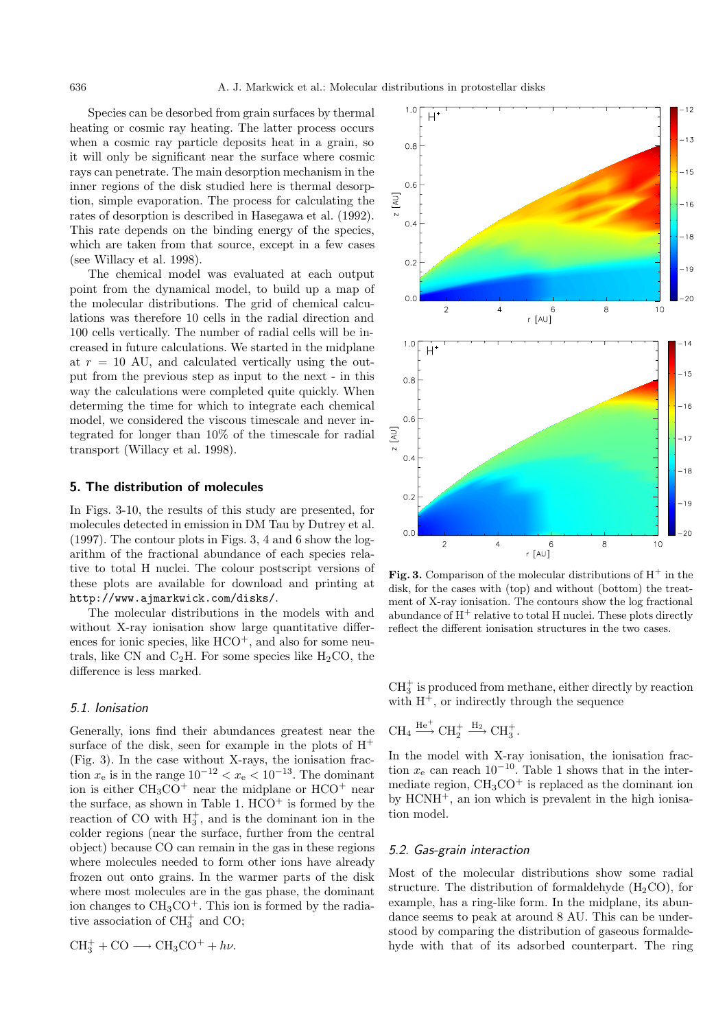Species can be desorbed from grain surfaces by thermal heating or cosmic ray heating. The latter process occurs when a cosmic ray particle deposits heat in a grain, so it will only be significant near the surface where cosmic rays can penetrate. The main desorption mechanism in the inner regions of the disk studied here is thermal desorption, simple evaporation. The process for calculating the rates of desorption is described in Hasegawa et al. (1992). This rate depends on the binding energy of the species, which are taken from that source, except in a few cases (see Willacy et al. 1998).

The chemical model was evaluated at each output point from the dynamical model, to build up a map of the molecular distributions. The grid of chemical calculations was therefore 10 cells in the radial direction and 100 cells vertically. The number of radial cells will be increased in future calculations. We started in the midplane at $r = 10$ AU, and calculated vertically using the output from the previous step as input to the next - in this way the calculations were completed quite quickly. When determining the time for which to integrate each chemical model, we considered the viscous timescale and never integrated for longer than 10% of the timescale for radial transport (Willacy et al. 1998).

## 5. The distribution of molecules

In Figs. 3-10, the results of this study are presented, for molecules detected in emission in DM Tau by Dutrey et al. (1997). The contour plots in Figs. 3, 4 and 6 show the logarithm of the fractional abundance of each species relative to total H nuclei. The colour postscript versions of these plots are available for download and printing at `http://www.ajmarkwick.com/disks/`.

The molecular distributions in the models with and without X-ray ionisation show large quantitative differences for ionic species, like $HCO^+$, and also for some neutrals, like CN and $C_2H$. For some species like $H_2CO$, the difference is less marked.

### 5.1. Ionisation

Generally, ions find their abundances greatest near the surface of the disk, seen for example in the plots of $H^+$ (Fig. 3). In the case without X-rays, the ionisation fraction $x_e$ is in the range $10^{-12} < x_e < 10^{-13}$. The dominant ion is either $CH_3CO^+$ near the midplane or $HCO^+$ near the surface, as shown in Table 1. $HCO^+$ is formed by the reaction of CO with $H_3^+$, and is the dominant ion in the colder regions (near the surface, further from the central object) because CO can remain in the gas in these regions where molecules needed to form other ions have already frozen out onto grains. In the warmer parts of the disk where most molecules are in the gas phase, the dominant ion changes to $CH_3CO^+$. This ion is formed by the radiative association of $CH_3^+$ and CO;

$$CH_3^+ + CO \longrightarrow CH_3CO^+ + h\nu.$$

**Fig. 3.** Comparison of the molecular distributions of $H^+$ in the disk, for the cases with (top) and without (bottom) the treatment of X-ray ionisation. The contours show the log fractional abundance of $H^+$ relative to total H nuclei. These plots directly reflect the different ionisation structures in the two cases.

$CH_3^+$ is produced from methane, either directly by reaction with $H^+$, or indirectly through the sequence

$$CH_4 \xrightarrow{He^+} CH_2^+ \xrightarrow{H_2} CH_3^+.$$

In the model with X-ray ionisation, the ionisation fraction $x_e$ can reach $10^{-10}$. Table 1 shows that in the intermediate region, $CH_3CO^+$ is replaced as the dominant ion by $HCNH^+$, an ion which is prevalent in the high ionisation model.

### 5.2. Gas-grain interaction

Most of the molecular distributions show some radial structure. The distribution of formaldehyde ($H_2CO$), for example, has a ring-like form. In the midplane, its abundance seems to peak at around 8 AU. This can be understood by comparing the distribution of gaseous formaldehyde with that of its adsorbed counterpart. The ring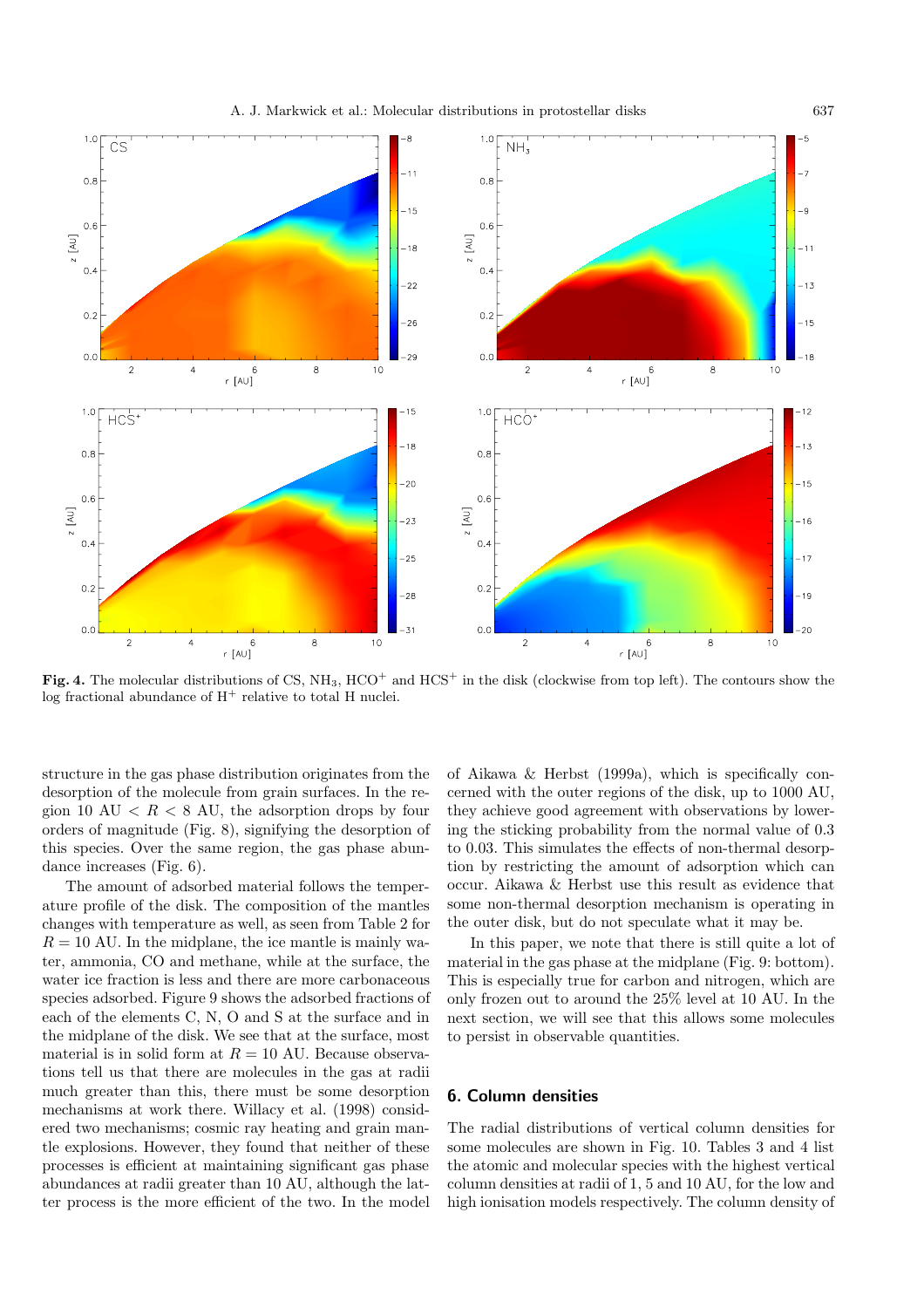**Fig. 4.** The molecular distributions of CS, $NH_3$, $HCO^+$ and $HCS^+$ in the disk (clockwise from top left). The contours show the log fractional abundance of $H^+$ relative to total H nuclei.

structure in the gas phase distribution originates from the desorption of the molecule from grain surfaces. In the region 10 AU $< R <$ 8 AU, the adsorption drops by four orders of magnitude (Fig. 8), signifying the desorption of this species. Over the same region, the gas phase abundance increases (Fig. 6).

The amount of adsorbed material follows the temperature profile of the disk. The composition of the mantles changes with temperature as well, as seen from Table 2 for $R = 10$ AU. In the midplane, the ice mantle is mainly water, ammonia, CO and methane, while at the surface, the water ice fraction is less and there are more carbonaceous species adsorbed. Figure 9 shows the adsorbed fractions of each of the elements C, N, O and S at the surface and in the midplane of the disk. We see that at the surface, most material is in solid form at $R = 10$ AU. Because observations tell us that there are molecules in the gas at radii much greater than this, there must be some desorption mechanisms at work there. Willacy et al. (1998) considered two mechanisms; cosmic ray heating and grain mantle explosions. However, they found that neither of these processes is efficient at maintaining significant gas phase abundances at radii greater than 10 AU, although the latter process is the more efficient of the two. In the model of Aikawa & Herbst (1999a), which is specifically concerned with the outer regions of the disk, up to 1000 AU, they achieve good agreement with observations by lowering the sticking probability from the normal value of 0.3 to 0.03. This simulates the effects of non-thermal desorption by restricting the amount of adsorption which can occur. Aikawa & Herbst use this result as evidence that some non-thermal desorption mechanism is operating in the outer disk, but do not speculate what it may be.

In this paper, we note that there is still quite a lot of material in the gas phase at the midplane (Fig. 9: bottom). This is especially true for carbon and nitrogen, which are only frozen out to around the 25% level at 10 AU. In the next section, we will see that this allows some molecules to persist in observable quantities.

## 6. Column densities

The radial distributions of vertical column densities for some molecules are shown in Fig. 10. Tables 3 and 4 list the atomic and molecular species with the highest vertical column densities at radii of 1, 5 and 10 AU, for the low and high ionisation models respectively. The column density of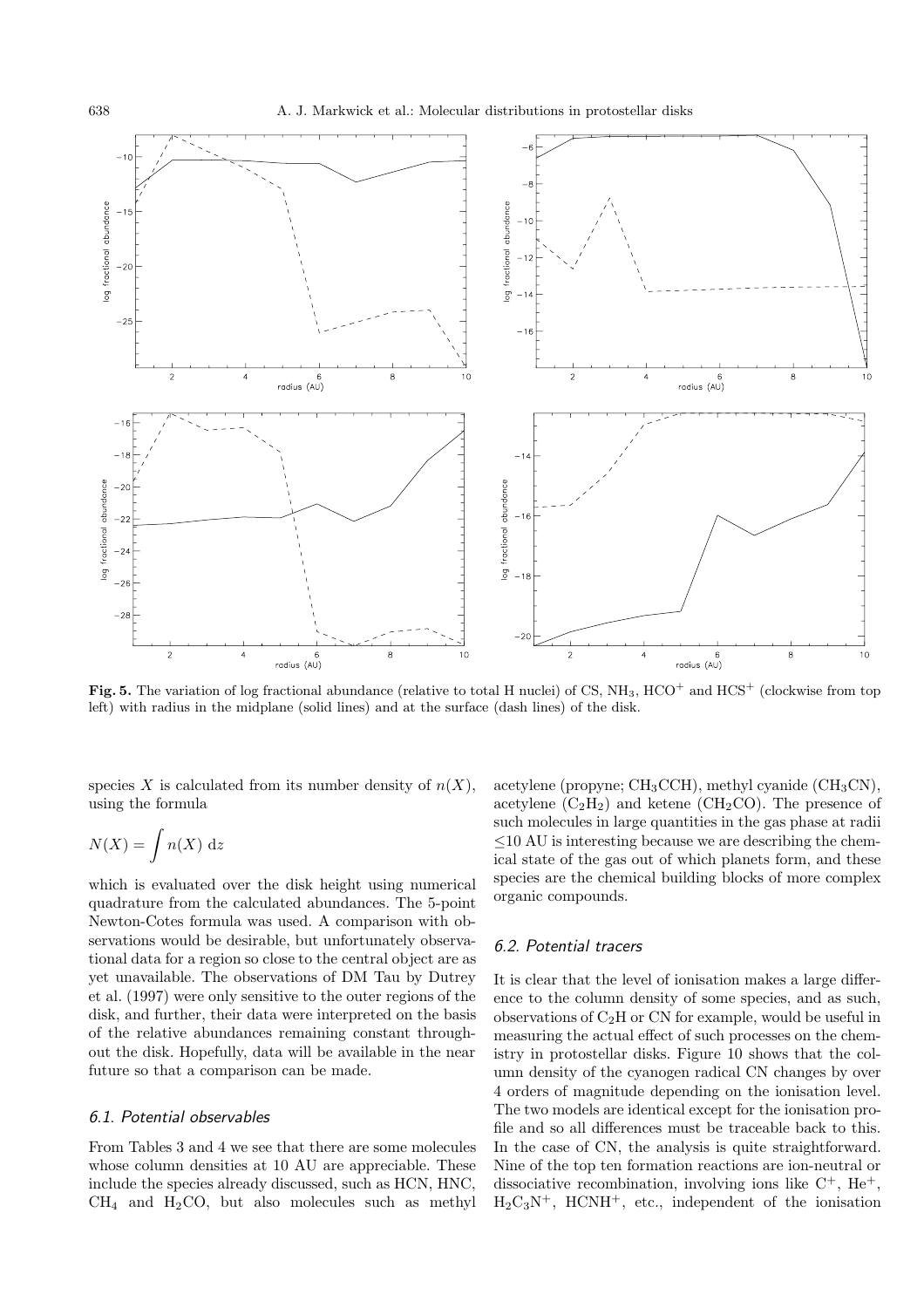**Fig. 5.** The variation of log fractional abundance (relative to total H nuclei) of CS, $NH_3$, $HCO^+$ and $HCS^+$ (clockwise from top left) with radius in the midplane (solid lines) and at the surface (dash lines) of the disk.

species $X$ is calculated from its number density of $n(X)$, using the formula

$$N(X) = \int n(X)\ \mathrm{d}z$$

which is evaluated over the disk height using numerical quadrature from the calculated abundances. The 5-point Newton-Cotes formula was used. A comparison with observations would be desirable, but unfortunately observational data for a region so close to the central object are as yet unavailable. The observations of DM Tau by Dutrey et al. (1997) were only sensitive to the outer regions of the disk, and further, their data were interpreted on the basis of the relative abundances remaining constant throughout the disk. Hopefully, data will be available in the near future so that a comparison can be made.

### 6.1. Potential observables

From Tables 3 and 4 we see that there are some molecules whose column densities at 10 AU are appreciable. These include the species already discussed, such as HCN, HNC, $CH_4$ and $H_2CO$, but also molecules such as methyl acetylene (propyne; $CH_3CCH$), methyl cyanide ($CH_3CN$), acetylene ($C_2H_2$) and ketene ($CH_2CO$). The presence of such molecules in large quantities in the gas phase at radii $\leq$10 AU is interesting because we are describing the chemical state of the gas out of which planets form, and these species are the chemical building blocks of more complex organic compounds.

### 6.2. Potential tracers

It is clear that the level of ionisation makes a large difference to the column density of some species, and as such, observations of $C_2H$ or CN for example, would be useful in measuring the actual effect of such processes on the chemistry in protostellar disks. Figure 10 shows that the column density of the cyanogen radical CN changes by over 4 orders of magnitude depending on the ionisation level. The two models are identical except for the ionisation profile and so all differences must be traceable back to this. In the case of CN, the analysis is quite straightforward. Nine of the top ten formation reactions are ion-neutral or dissociative recombination, involving ions like $C^+$, $He^+$, $H_2C_3N^+$, $HCNH^+$, etc., independent of the ionisation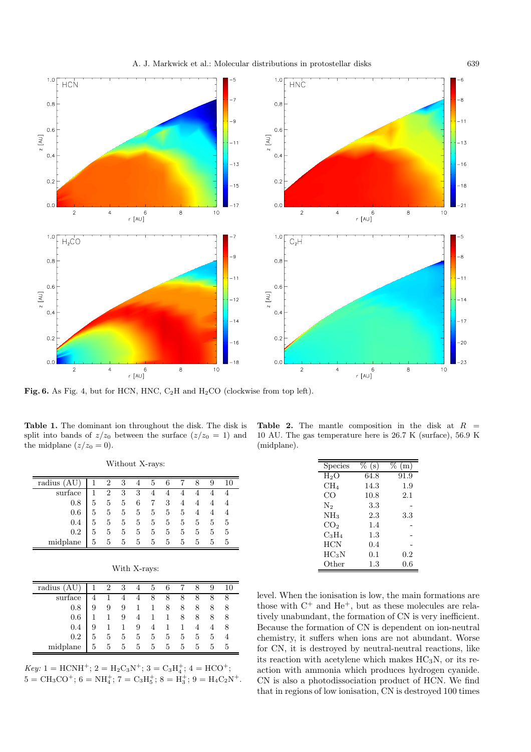**Fig. 6.** As Fig. 4, but for HCN, HNC, $C_2H$ and $H_2CO$ (clockwise from top left).

**Table 1.** The dominant ion throughout the disk. The disk is split into bands of $z/z_0$ between the surface ($z/z_0 = 1$) and the midplane ($z/z_0 = 0$).

Without X-rays:

| radius (AU) | 1 | 2 | 3 | 4 | 5 | 6 | 7 | 8 | 9 | 10 |
|---|---|---|---|---|---|---|---|---|---|---|
| surface | 1 | 2 | 3 | 3 | 4 | 4 | 4 | 4 | 4 | 4 |
| 0.8 | 5 | 5 | 5 | 6 | 7 | 3 | 4 | 4 | 4 | 4 |
| 0.6 | 5 | 5 | 5 | 5 | 5 | 5 | 5 | 4 | 4 | 4 |
| 0.4 | 5 | 5 | 5 | 5 | 5 | 5 | 5 | 5 | 5 | 5 |
| 0.2 | 5 | 5 | 5 | 5 | 5 | 5 | 5 | 5 | 5 | 5 |
| midplane | 5 | 5 | 5 | 5 | 5 | 5 | 5 | 5 | 5 | 5 |

With X-rays:

| radius (AU) | 1 | 2 | 3 | 4 | 5 | 6 | 7 | 8 | 9 | 10 |
|---|---|---|---|---|---|---|---|---|---|---|
| surface | 4 | 1 | 4 | 4 | 8 | 8 | 8 | 8 | 8 | 8 |
| 0.8 | 9 | 9 | 9 | 1 | 1 | 8 | 8 | 8 | 8 | 8 |
| 0.6 | 1 | 1 | 9 | 4 | 1 | 1 | 8 | 8 | 8 | 8 |
| 0.4 | 9 | 1 | 1 | 9 | 4 | 1 | 1 | 4 | 4 | 8 |
| 0.2 | 5 | 5 | 5 | 5 | 5 | 5 | 5 | 5 | 5 | 4 |
| midplane | 5 | 5 | 5 | 5 | 5 | 5 | 5 | 5 | 5 | 5 |

*Key:* 1 = $HCNH^+$; 2 = $H_2C_3N^+$; 3 = $C_3H_4^+$; 4 = $HCO^+$; 5 = $CH_3CO^+$; 6 = $NH_4^+$; 7 = $C_3H_5^+$; 8 = $H_3^+$; 9 = $H_4C_2N^+$.

**Table 2.** The mantle composition in the disk at $R$ = 10 AU. The gas temperature here is 26.7 K (surface), 56.9 K (midplane).

| Species | % (s) | % (m) |
|---|---|---|
| $H_2O$ | 64.8 | 91.9 |
| $CH_4$ | 14.3 | 1.9 |
| CO | 10.8 | 2.1 |
| $N_2$ | 3.3 | - |
| $NH_3$ | 2.3 | 3.3 |
| $CO_2$ | 1.4 | - |
| $C_3H_4$ | 1.3 | - |
| HCN | 0.4 | - |
| $HC_3N$ | 0.1 | 0.2 |
| Other | 1.3 | 0.6 |

level. When the ionisation is low, the main formations are those with $C^+$ and $He^+$, but as these molecules are relatively unabundant, the formation of CN is very inefficient. Because the formation of CN is dependent on ion-neutral chemistry, it suffers when ions are not abundant. Worse for CN, it is destroyed by neutral-neutral reactions, like its reaction with acetylene which makes $HC_3N$, or its reaction with ammonia which produces hydrogen cyanide. CN is also a photodissociation product of HCN. We find that in regions of low ionisation, CN is destroyed 100 times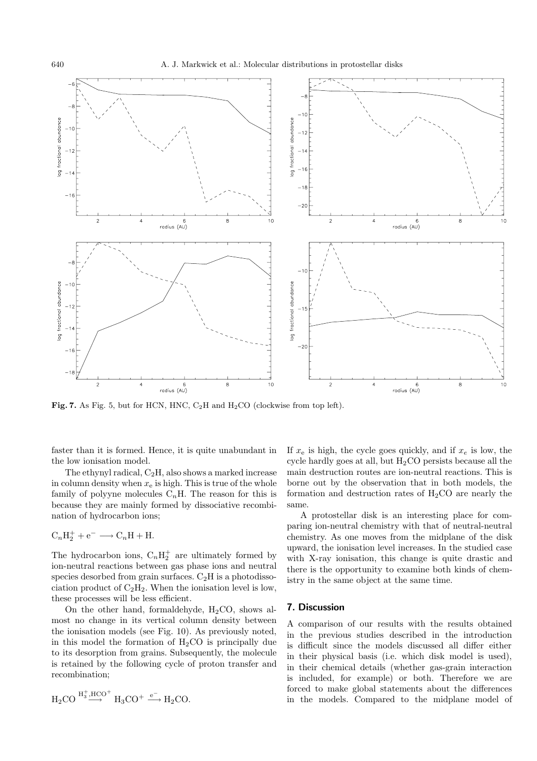**Fig. 7.** As Fig. 5, but for HCN, HNC, $C_2H$ and $H_2CO$ (clockwise from top left).

faster than it is formed. Hence, it is quite unabundant in the low ionisation model.

The ethynyl radical, $C_2H$, also shows a marked increase in column density when $x_e$ is high. This is true of the whole family of polyyne molecules $C_nH$. The reason for this is because they are mainly formed by dissociative recombination of hydrocarbon ions;

$$C_nH_2^+ + e^- \longrightarrow C_nH + H.$$

The hydrocarbon ions, $C_nH_2^+$ are ultimately formed by ion-neutral reactions between gas phase ions and neutral species desorbed from grain surfaces. $C_2H$ is a photodissociation product of $C_2H_2$. When the ionisation level is low, these processes will be less efficient.

On the other hand, formaldehyde, $H_2CO$, shows almost no change in its vertical column density between the ionisation models (see Fig. 10). As previously noted, in this model the formation of $H_2CO$ is principally due to its desorption from grains. Subsequently, the molecule is retained by the following cycle of proton transfer and recombination;

$$H_2CO \overset{H_3^+,HCO^+}{\longrightarrow} H_3CO^+ \overset{e^-}{\longrightarrow} H_2CO.$$

If $x_e$ is high, the cycle goes quickly, and if $x_e$ is low, the cycle hardly goes at all, but $H_2CO$ persists because all the main destruction routes are ion-neutral reactions. This is borne out by the observation that in both models, the formation and destruction rates of $H_2CO$ are nearly the same.

A protostellar disk is an interesting place for comparing ion-neutral chemistry with that of neutral-neutral chemistry. As one moves from the midplane of the disk upward, the ionisation level increases. In the studied case with X-ray ionisation, this change is quite drastic and there is the opportunity to examine both kinds of chemistry in the same object at the same time.

## 7. Discussion

A comparison of our results with the results obtained in the previous studies described in the introduction is difficult since the models discussed all differ either in their physical basis (i.e. which disk model is used), in their chemical details (whether gas-grain interaction is included, for example) or both. Therefore we are forced to make global statements about the differences in the models. Compared to the midplane model of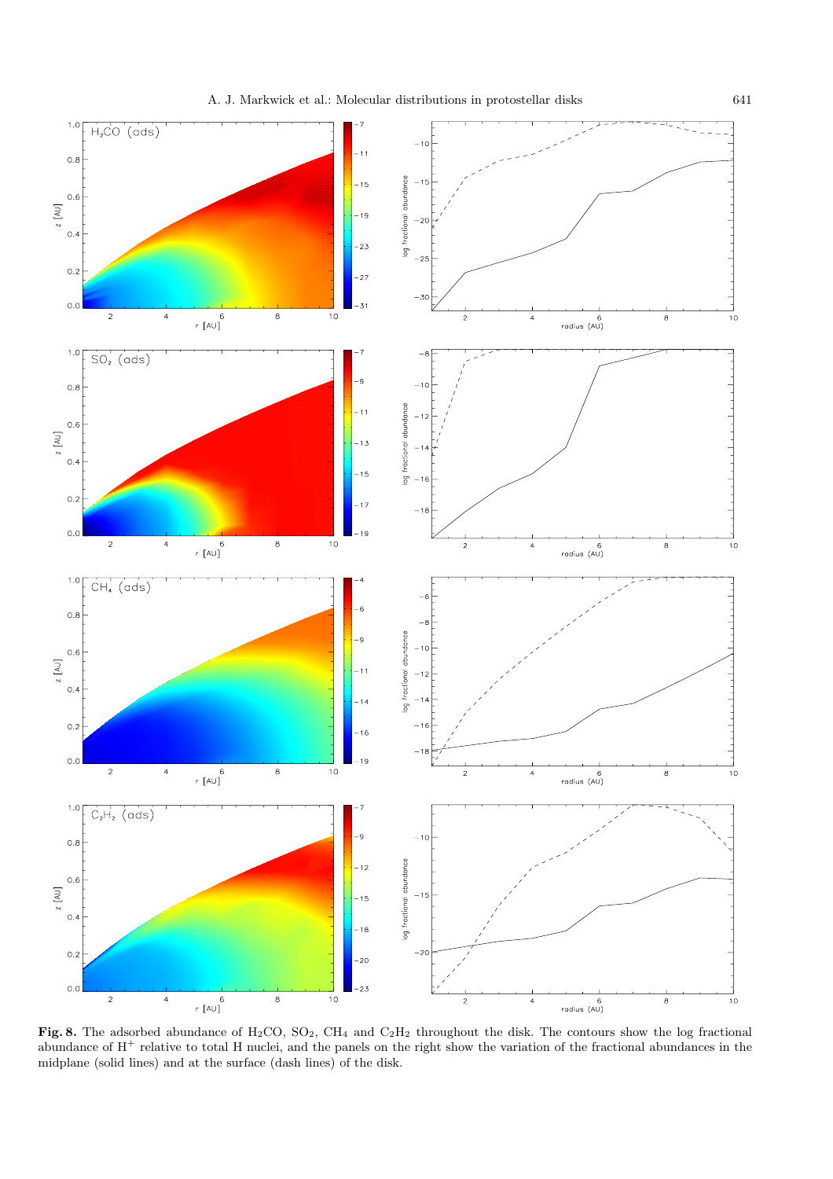**Fig. 8.** The adsorbed abundance of $H_2CO$, $SO_2$, $CH_4$ and $C_2H_2$ throughout the disk. The contours show the log fractional abundance of $H^+$ relative to total H nuclei, and the panels on the right show the variation of the fractional abundances in the midplane (solid lines) and at the surface (dash lines) of the disk.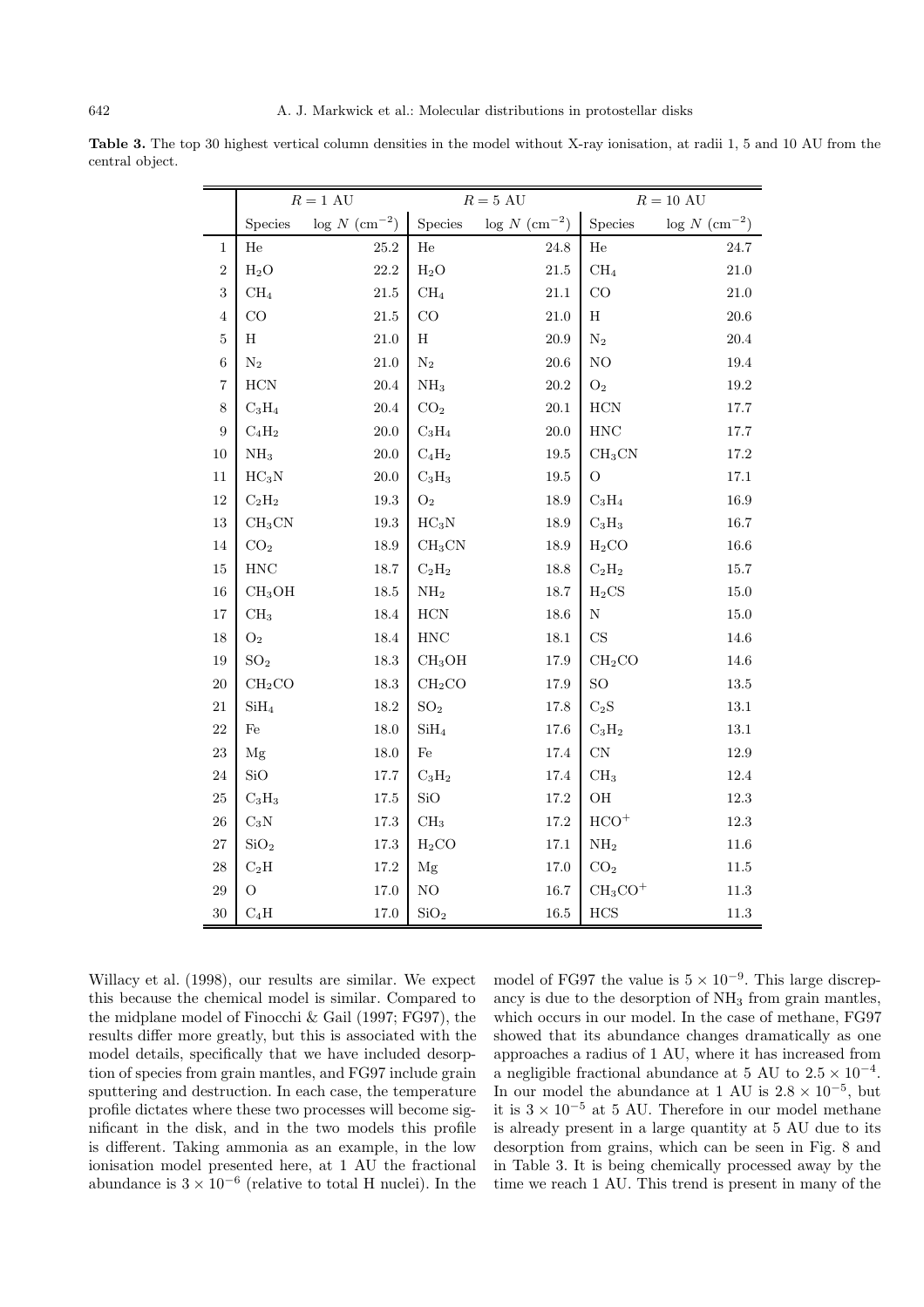**Table 3.** The top 30 highest vertical column densities in the model without X-ray ionisation, at radii 1, 5 and 10 AU from the central object.

| | $R = 1$ AU | | $R = 5$ AU | | $R = 10$ AU | |
|---|---|---|---|---|---|---|
| | Species | $\log N$ ($cm^{-2}$) | Species | $\log N$ ($cm^{-2}$) | Species | $\log N$ ($cm^{-2}$) |
| 1 | He | 25.2 | He | 24.8 | He | 24.7 |
| 2 | $H_2O$ | 22.2 | $H_2O$ | 21.5 | $CH_4$ | 21.0 |
| 3 | $CH_4$ | 21.5 | $CH_4$ | 21.1 | CO | 21.0 |
| 4 | CO | 21.5 | CO | 21.0 | H | 20.6 |
| 5 | H | 21.0 | H | 20.9 | $N_2$ | 20.4 |
| 6 | $N_2$ | 21.0 | $N_2$ | 20.6 | NO | 19.4 |
| 7 | HCN | 20.4 | $NH_3$ | 20.2 | $O_2$ | 19.2 |
| 8 | $C_3H_4$ | 20.4 | $CO_2$ | 20.1 | HCN | 17.7 |
| 9 | $C_4H_2$ | 20.0 | $C_3H_4$ | 20.0 | HNC | 17.7 |
| 10 | $NH_3$ | 20.0 | $C_4H_2$ | 19.5 | $CH_3CN$ | 17.2 |
| 11 | $HC_3N$ | 20.0 | $C_3H_3$ | 19.5 | O | 17.1 |
| 12 | $C_2H_2$ | 19.3 | $O_2$ | 18.9 | $C_3H_4$ | 16.9 |
| 13 | $CH_3CN$ | 19.3 | $HC_3N$ | 18.9 | $C_3H_3$ | 16.7 |
| 14 | $CO_2$ | 18.9 | $CH_3CN$ | 18.9 | $H_2CO$ | 16.6 |
| 15 | HNC | 18.7 | $C_2H_2$ | 18.8 | $C_2H_2$ | 15.7 |
| 16 | $CH_3OH$ | 18.5 | $NH_2$ | 18.7 | $H_2CS$ | 15.0 |
| 17 | $CH_3$ | 18.4 | HCN | 18.6 | N | 15.0 |
| 18 | $O_2$ | 18.4 | HNC | 18.1 | CS | 14.6 |
| 19 | $SO_2$ | 18.3 | $CH_3OH$ | 17.9 | $CH_2CO$ | 14.6 |
| 20 | $CH_2CO$ | 18.3 | $CH_2CO$ | 17.9 | SO | 13.5 |
| 21 | $SiH_4$ | 18.2 | $SO_2$ | 17.8 | $C_2S$ | 13.1 |
| 22 | Fe | 18.0 | $SiH_4$ | 17.6 | $C_3H_2$ | 13.1 |
| 23 | Mg | 18.0 | Fe | 17.4 | CN | 12.9 |
| 24 | SiO | 17.7 | $C_3H_2$ | 17.4 | $CH_3$ | 12.4 |
| 25 | $C_3H_3$ | 17.5 | SiO | 17.2 | OH | 12.3 |
| 26 | $C_3N$ | 17.3 | $CH_3$ | 17.2 | $HCO^+$ | 12.3 |
| 27 | $SiO_2$ | 17.3 | $H_2CO$ | 17.1 | $NH_2$ | 11.6 |
| 28 | $C_2H$ | 17.2 | Mg | 17.0 | $CO_2$ | 11.5 |
| 29 | O | 17.0 | NO | 16.7 | $CH_3CO^+$ | 11.3 |
| 30 | $C_4H$ | 17.0 | $SiO_2$ | 16.5 | HCS | 11.3 |

Willacy et al. (1998), our results are similar. We expect this because the chemical model is similar. Compared to the midplane model of Finocchi & Gail (1997; FG97), the results differ more greatly, but this is associated with the model details, specifically that we have included desorption of species from grain mantles, and FG97 include grain sputtering and destruction. In each case, the temperature profile dictates where these two processes will become significant in the disk, and in the two models this profile is different. Taking ammonia as an example, in the low ionisation model presented here, at 1 AU the fractional abundance is $3 \times 10^{-6}$ (relative to total H nuclei). In the model of FG97 the value is $5 \times 10^{-9}$. This large discrepancy is due to the desorption of $NH_3$ from grain mantles, which occurs in our model. In the case of methane, FG97 showed that its abundance changes dramatically as one approaches a radius of 1 AU, where it has increased from a negligible fractional abundance at 5 AU to $2.5 \times 10^{-4}$. In our model the abundance at 1 AU is $2.8 \times 10^{-5}$, but it is $3 \times 10^{-5}$ at 5 AU. Therefore in our model methane is already present in a large quantity at 5 AU due to its desorption from grains, which can be seen in Fig. 8 and in Table 3. It is being chemically processed away by the time we reach 1 AU. This trend is present in many of the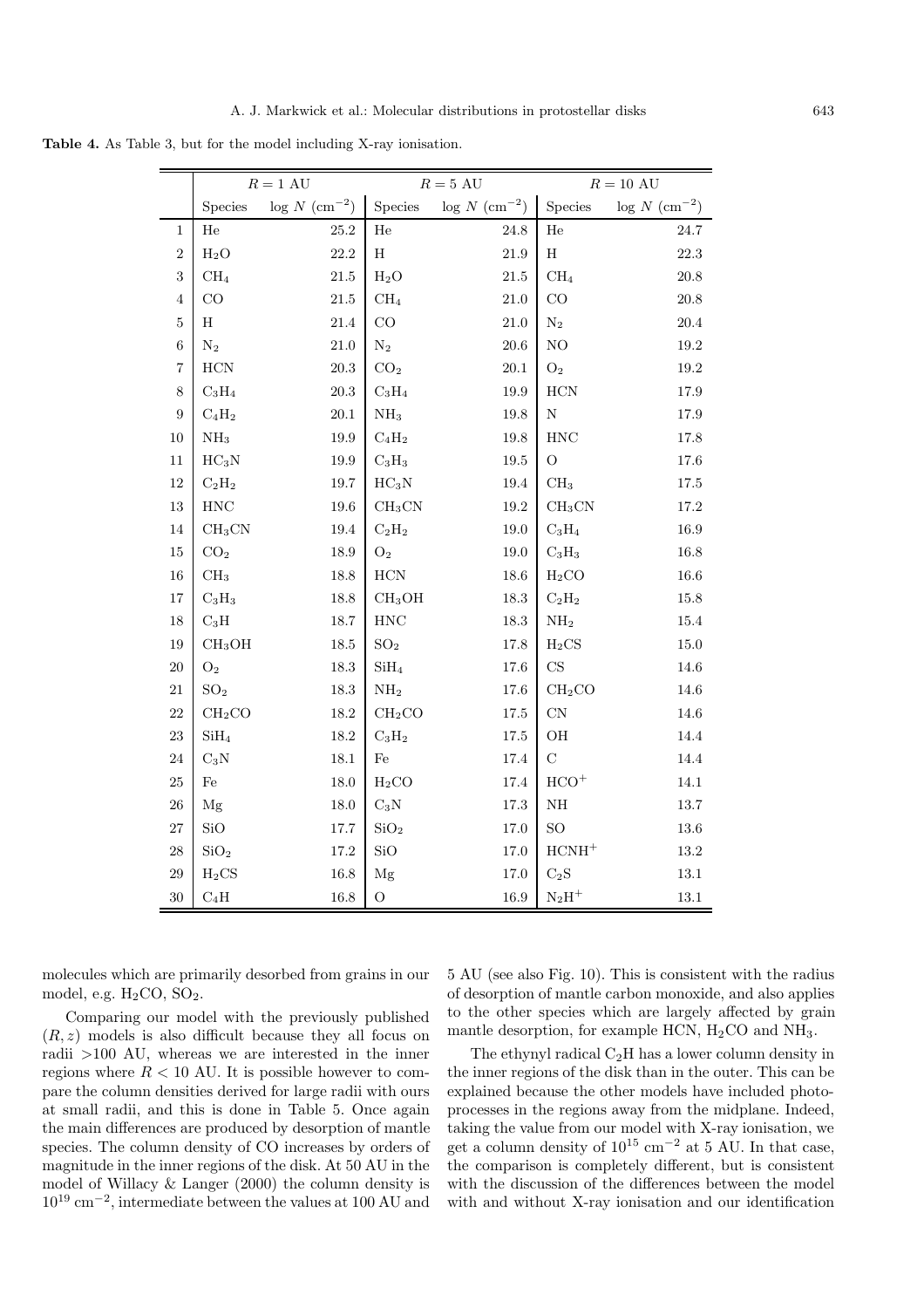**Table 4.** As Table 3, but for the model including X-ray ionisation.

| | $R = 1$ AU | | $R = 5$ AU | | $R = 10$ AU | |
|---|---|---|---|---|---|---|
| | Species | $\log N$ (cm$^{-2}$) | Species | $\log N$ (cm$^{-2}$) | Species | $\log N$ (cm$^{-2}$) |
| 1 | He | 25.2 | He | 24.8 | He | 24.7 |
| 2 | $H_2O$ | 22.2 | H | 21.9 | H | 22.3 |
| 3 | $CH_4$ | 21.5 | $H_2O$ | 21.5 | $CH_4$ | 20.8 |
| 4 | CO | 21.5 | $CH_4$ | 21.0 | CO | 20.8 |
| 5 | H | 21.4 | CO | 21.0 | $N_2$ | 20.4 |
| 6 | $N_2$ | 21.0 | $N_2$ | 20.6 | NO | 19.2 |
| 7 | HCN | 20.3 | $CO_2$ | 20.1 | $O_2$ | 19.2 |
| 8 | $C_3H_4$ | 20.3 | $C_3H_4$ | 19.9 | HCN | 17.9 |
| 9 | $C_4H_2$ | 20.1 | $NH_3$ | 19.8 | N | 17.9 |
| 10 | $NH_3$ | 19.9 | $C_4H_2$ | 19.8 | HNC | 17.8 |
| 11 | $HC_3N$ | 19.9 | $C_3H_3$ | 19.5 | O | 17.6 |
| 12 | $C_2H_2$ | 19.7 | $HC_3N$ | 19.4 | $CH_3$ | 17.5 |
| 13 | HNC | 19.6 | $CH_3CN$ | 19.2 | $CH_3CN$ | 17.2 |
| 14 | $CH_3CN$ | 19.4 | $C_2H_2$ | 19.0 | $C_3H_4$ | 16.9 |
| 15 | $CO_2$ | 18.9 | $O_2$ | 19.0 | $C_3H_3$ | 16.8 |
| 16 | $CH_3$ | 18.8 | HCN | 18.6 | $H_2CO$ | 16.6 |
| 17 | $C_3H_3$ | 18.8 | $CH_3OH$ | 18.3 | $C_2H_2$ | 15.8 |
| 18 | $C_3H$ | 18.7 | HNC | 18.3 | $NH_2$ | 15.4 |
| 19 | $CH_3OH$ | 18.5 | $SO_2$ | 17.8 | $H_2CS$ | 15.0 |
| 20 | $O_2$ | 18.3 | $SiH_4$ | 17.6 | CS | 14.6 |
| 21 | $SO_2$ | 18.3 | $NH_2$ | 17.6 | $CH_2CO$ | 14.6 |
| 22 | $CH_2CO$ | 18.2 | $CH_2CO$ | 17.5 | CN | 14.6 |
| 23 | $SiH_4$ | 18.2 | $C_3H_2$ | 17.5 | OH | 14.4 |
| 24 | $C_3N$ | 18.1 | Fe | 17.4 | C | 14.4 |
| 25 | Fe | 18.0 | $H_2CO$ | 17.4 | $HCO^+$ | 14.1 |
| 26 | Mg | 18.0 | $C_3N$ | 17.3 | NH | 13.7 |
| 27 | SiO | 17.7 | $SiO_2$ | 17.0 | SO | 13.6 |
| 28 | $SiO_2$ | 17.2 | SiO | 17.0 | $HCNH^+$ | 13.2 |
| 29 | $H_2CS$ | 16.8 | Mg | 17.0 | $C_2S$ | 13.1 |
| 30 | $C_4H$ | 16.8 | O | 16.9 | $N_2H^+$ | 13.1 |

molecules which are primarily desorbed from grains in our model, e.g. $H_2CO$, $SO_2$.

Comparing our model with the previously published $(R, z)$ models is also difficult because they all focus on radii >100 AU, whereas we are interested in the inner regions where $R < 10$ AU. It is possible however to compare the column densities derived for large radii with ours at small radii, and this is done in Table 5. Once again the main differences are produced by desorption of mantle species. The column density of CO increases by orders of magnitude in the inner regions of the disk. At 50 AU in the model of Willacy & Langer (2000) the column density is $10^{19}$ cm$^{-2}$, intermediate between the values at 100 AU and 5 AU (see also Fig. 10). This is consistent with the radius of desorption of mantle carbon monoxide, and also applies to the other species which are largely affected by grain mantle desorption, for example HCN, $H_2CO$ and $NH_3$.

The ethynyl radical $C_2H$ has a lower column density in the inner regions of the disk than in the outer. This can be explained because the other models have included photoprocesses in the regions away from the midplane. Indeed, taking the value from our model with X-ray ionisation, we get a column density of $10^{15}$ cm$^{-2}$ at 5 AU. In that case, the comparison is completely different, but is consistent with the discussion of the differences between the model with and without X-ray ionisation and our identification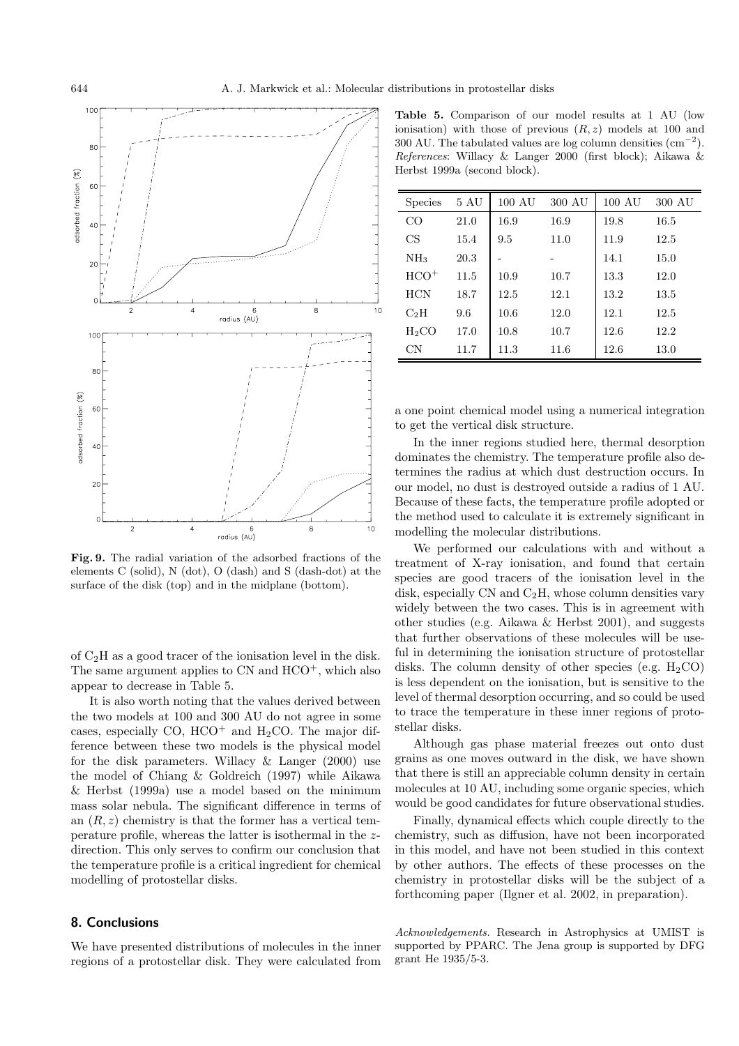**Fig. 9.** The radial variation of the adsorbed fractions of the elements C (solid), N (dot), O (dash) and S (dash-dot) at the surface of the disk (top) and in the midplane (bottom).

of $C_2H$ as a good tracer of the ionisation level in the disk. The same argument applies to CN and $HCO^+$, which also appear to decrease in Table 5.

It is also worth noting that the values derived between the two models at 100 and 300 AU do not agree in some cases, especially CO, $HCO^+$ and $H_2CO$. The major difference between these two models is the physical model for the disk parameters. Willacy & Langer (2000) use the model of Chiang & Goldreich (1997) while Aikawa & Herbst (1999a) use a model based on the minimum mass solar nebula. The significant difference in terms of an $(R, z)$ chemistry is that the former has a vertical temperature profile, whereas the latter is isothermal in the $z$-direction. This only serves to confirm our conclusion that the temperature profile is a critical ingredient for chemical modelling of protostellar disks.

**Table 5.** Comparison of our model results at 1 AU (low ionisation) with those of previous $(R, z)$ models at 100 and 300 AU. The tabulated values are log column densities ($cm^{-2}$). *References*: Willacy & Langer 2000 (first block); Aikawa & Herbst 1999a (second block).

| Species | 5 AU | 100 AU | 300 AU | 100 AU | 300 AU |
|---|---|---|---|---|---|
| CO | 21.0 | 16.9 | 16.9 | 19.8 | 16.5 |
| CS | 15.4 | 9.5 | 11.0 | 11.9 | 12.5 |
| $NH_3$ | 20.3 | - | - | 14.1 | 15.0 |
| $HCO^+$ | 11.5 | 10.9 | 10.7 | 13.3 | 12.0 |
| HCN | 18.7 | 12.5 | 12.1 | 13.2 | 13.5 |
| $C_2H$ | 9.6 | 10.6 | 12.0 | 12.1 | 12.5 |
| $H_2CO$ | 17.0 | 10.8 | 10.7 | 12.6 | 12.2 |
| CN | 11.7 | 11.3 | 11.6 | 12.6 | 13.0 |

## 8. Conclusions

We have presented distributions of molecules in the inner regions of a protostellar disk. They were calculated from a one point chemical model using a numerical integration to get the vertical disk structure.

In the inner regions studied here, thermal desorption dominates the chemistry. The temperature profile also determines the radius at which dust destruction occurs. In our model, no dust is destroyed outside a radius of 1 AU. Because of these facts, the temperature profile adopted or the method used to calculate it is extremely significant in modelling the molecular distributions.

We performed our calculations with and without a treatment of X-ray ionisation, and found that certain species are good tracers of the ionisation level in the disk, especially CN and $C_2H$, whose column densities vary widely between the two cases. This is in agreement with other studies (e.g. Aikawa & Herbst 2001), and suggests that further observations of these molecules will be useful in determining the ionisation structure of protostellar disks. The column density of other species (e.g. $H_2CO$) is less dependent on the ionisation, but is sensitive to the level of thermal desorption occurring, and so could be used to trace the temperature in these inner regions of protostellar disks.

Although gas phase material freezes out onto dust grains as one moves outward in the disk, we have shown that there is still an appreciable column density in certain molecules at 10 AU, including some organic species, which would be good candidates for future observational studies.

Finally, dynamical effects which couple directly to the chemistry, such as diffusion, have not been incorporated in this model, and have not been studied in this context by other authors. The effects of these processes on the chemistry in protostellar disks will be the subject of a forthcoming paper (Ilgner et al. 2002, in preparation).

*Acknowledgements.* Research in Astrophysics at UMIST is supported by PPARC. The Jena group is supported by DFG grant He 1935/5-3.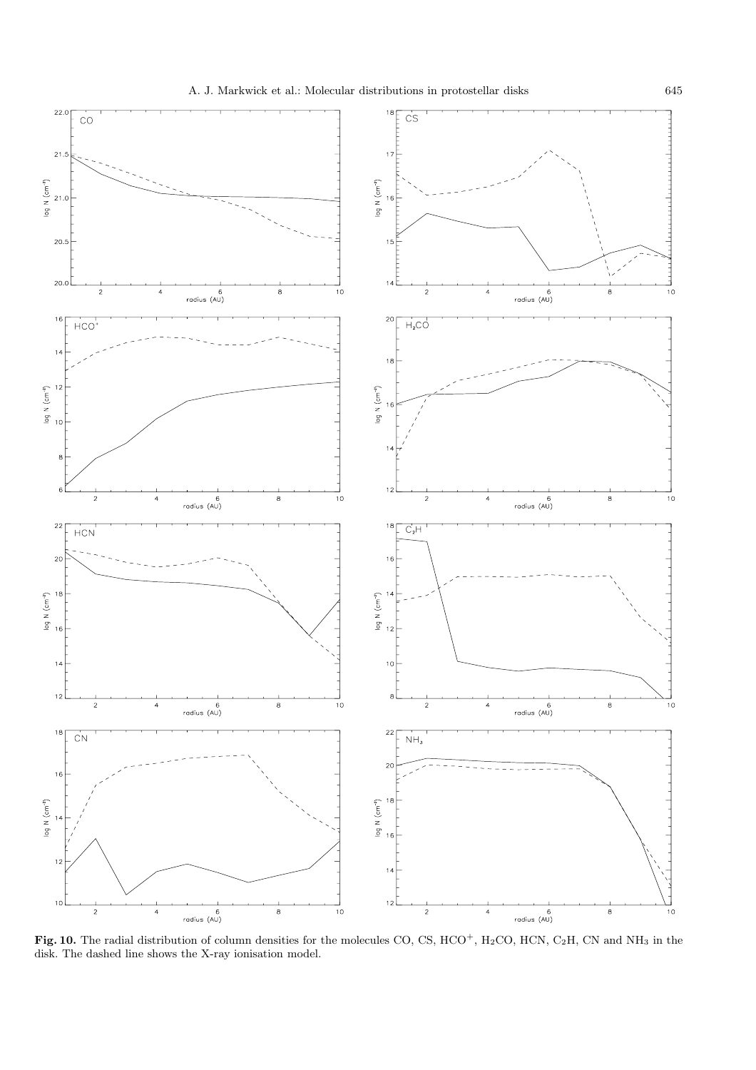**Fig. 10.** The radial distribution of column densities for the molecules CO, CS, $HCO^+$, $H_2CO$, HCN, $C_2H$, CN and $NH_3$ in the disk. The dashed line shows the X-ray ionisation model.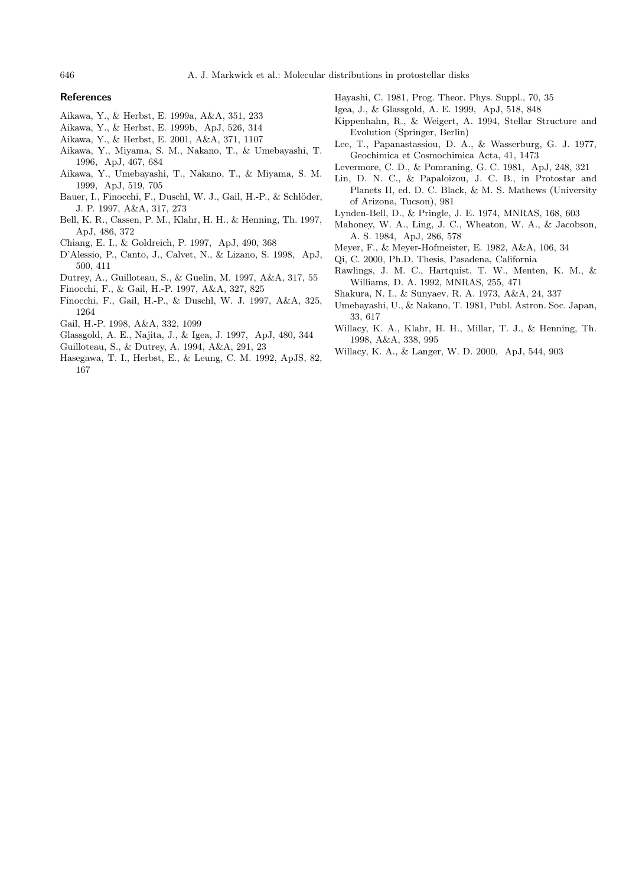## References

Aikawa, Y., & Herbst, E. 1999a, A&A, 351, 233

Aikawa, Y., & Herbst, E. 1999b, ApJ, 526, 314

Aikawa, Y., & Herbst, E. 2001, A&A, 371, 1107

Aikawa, Y., Miyama, S. M., Nakano, T., & Umebayashi, T. 1996, ApJ, 467, 684

Aikawa, Y., Umebayashi, T., Nakano, T., & Miyama, S. M. 1999, ApJ, 519, 705

Bauer, I., Finocchi, F., Duschl, W. J., Gail, H.-P., & Schlöder, J. P. 1997, A&A, 317, 273

Bell, K. R., Cassen, P. M., Klahr, H. H., & Henning, Th. 1997, ApJ, 486, 372

Chiang, E. I., & Goldreich, P. 1997, ApJ, 490, 368

D'Alessio, P., Canto, J., Calvet, N., & Lizano, S. 1998, ApJ, 500, 411

Dutrey, A., Guilloteau, S., & Guelin, M. 1997, A&A, 317, 55

Finocchi, F., & Gail, H.-P. 1997, A&A, 327, 825

Finocchi, F., Gail, H.-P., & Duschl, W. J. 1997, A&A, 325, 1264

Gail, H.-P. 1998, A&A, 332, 1099

Glassgold, A. E., Najita, J., & Igea, J. 1997, ApJ, 480, 344

Guilloteau, S., & Dutrey, A. 1994, A&A, 291, 23

Hasegawa, T. I., Herbst, E., & Leung, C. M. 1992, ApJS, 82, 167

Hayashi, C. 1981, Prog. Theor. Phys. Suppl., 70, 35

Igea, J., & Glassgold, A. E. 1999, ApJ, 518, 848

Kippenhahn, R., & Weigert, A. 1994, Stellar Structure and Evolution (Springer, Berlin)

Lee, T., Papanastassiou, D. A., & Wasserburg, G. J. 1977, Geochimica et Cosmochimica Acta, 41, 1473

Levermore, C. D., & Pomraning, G. C. 1981, ApJ, 248, 321

Lin, D. N. C., & Papaloizou, J. C. B., in Protostar and Planets II, ed. D. C. Black, & M. S. Mathews (University of Arizona, Tucson), 981

Lynden-Bell, D., & Pringle, J. E. 1974, MNRAS, 168, 603

Mahoney, W. A., Ling, J. C., Wheaton, W. A., & Jacobson, A. S. 1984, ApJ, 286, 578

Meyer, F., & Meyer-Hofmeister, E. 1982, A&A, 106, 34

Qi, C. 2000, Ph.D. Thesis, Pasadena, California

Rawlings, J. M. C., Hartquist, T. W., Menten, K. M., & Williams, D. A. 1992, MNRAS, 255, 471

Shakura, N. I., & Sunyaev, R. A. 1973, A&A, 24, 337

Umebayashi, U., & Nakano, T. 1981, Publ. Astron. Soc. Japan, 33, 617

Willacy, K. A., Klahr, H. H., Millar, T. J., & Henning, Th. 1998, A&A, 338, 995

Willacy, K. A., & Langer, W. D. 2000, ApJ, 544, 903